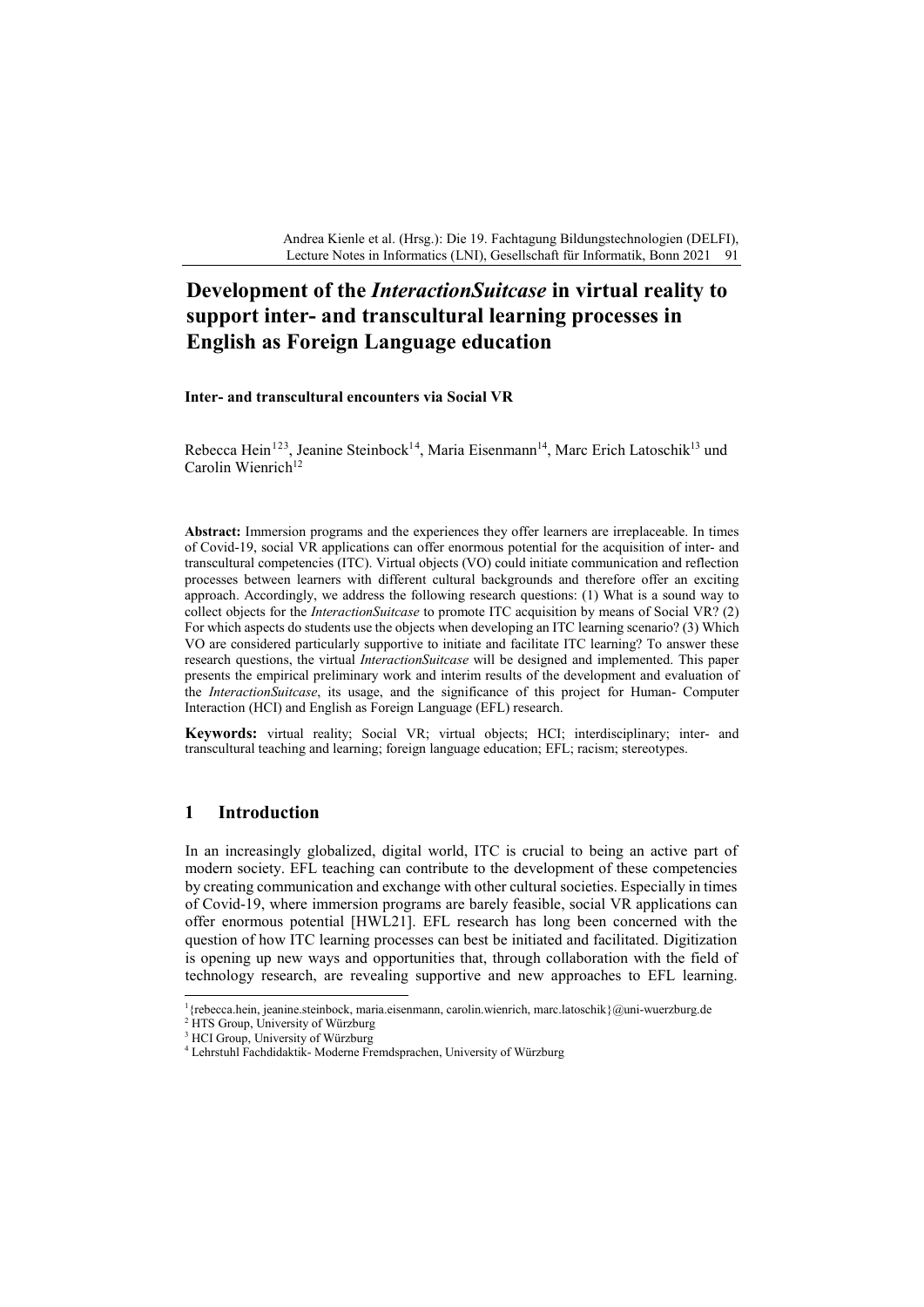# Development of the *InteractionSuitcase* in virtual reality to support inter- and transcultural learning processes in English as Foreign Language education

**Inter- and transcultural encounters via Social VR**

Rebecca Hein[1 2 3], Jeanine Steinbock[1 4], Maria Eisenmann[1 4], Marc Erich Latoschik[1 3] und Carolin Wienrich[1 2]

**Abstract:** Immersion programs and the experiences they offer learners are irreplaceable. In times of Covid-19, social VR applications can offer enormous potential for the acquisition of inter- and transcultural competencies (ITC). Virtual objects (VO) could initiate communication and reflection processes between learners with different cultural backgrounds and therefore offer an exciting approach. Accordingly, we address the following research questions: (1) What is a sound way to collect objects for the *InteractionSuitcase* to promote ITC acquisition by means of Social VR? (2) For which aspects do students use the objects when developing an ITC learning scenario? (3) Which VO are considered particularly supportive to initiate and facilitate ITC learning? To answer these research questions, the virtual *InteractionSuitcase* will be designed and implemented. This paper presents the empirical preliminary work and interim results of the development and evaluation of the *InteractionSuitcase*, its usage, and the significance of this project for Human- Computer Interaction (HCI) and English as Foreign Language (EFL) research.

**Keywords:** virtual reality; Social VR; virtual objects; HCI; interdisciplinary; inter- and transcultural teaching and learning; foreign language education; EFL; racism; stereotypes.

## 1 Introduction

In an increasingly globalized, digital world, ITC is crucial to being an active part of modern society. EFL teaching can contribute to the development of these competencies by creating communication and exchange with other cultural societies. Especially in times of Covid-19, where immersion programs are barely feasible, social VR applications can offer enormous potential [HWL21]. EFL research has long been concerned with the question of how ITC learning processes can best be initiated and facilitated. Digitization is opening up new ways and opportunities that, through collaboration with the field of technology research, are revealing supportive and new approaches to EFL learning.

[1] {rebecca.hein, jeanine.steinbock, maria.eisenmann, carolin.wienrich, marc.latoschik}@uni-wuerzburg.de
[2] HTS Group, University of Würzburg
[3] HCI Group, University of Würzburg
[4] Lehrstuhl Fachdidaktik- Moderne Fremdsprachen, University of Würzburg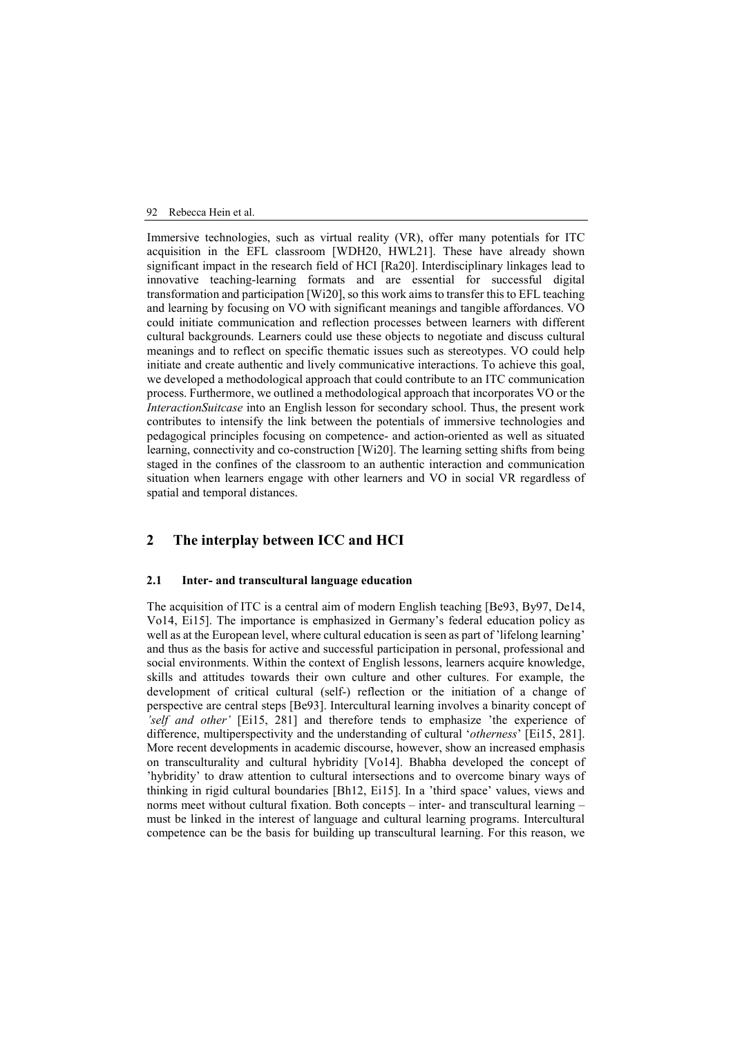Immersive technologies, such as virtual reality (VR), offer many potentials for ITC acquisition in the EFL classroom [WDH20, HWL21]. These have already shown significant impact in the research field of HCI [Ra20]. Interdisciplinary linkages lead to innovative teaching-learning formats and are essential for successful digital transformation and participation [Wi20], so this work aims to transfer this to EFL teaching and learning by focusing on VO with significant meanings and tangible affordances. VO could initiate communication and reflection processes between learners with different cultural backgrounds. Learners could use these objects to negotiate and discuss cultural meanings and to reflect on specific thematic issues such as stereotypes. VO could help initiate and create authentic and lively communicative interactions. To achieve this goal, we developed a methodological approach that could contribute to an ITC communication process. Furthermore, we outlined a methodological approach that incorporates VO or the *InteractionSuitcase* into an English lesson for secondary school. Thus, the present work contributes to intensify the link between the potentials of immersive technologies and pedagogical principles focusing on competence- and action-oriented as well as situated learning, connectivity and co-construction [Wi20]. The learning setting shifts from being staged in the confines of the classroom to an authentic interaction and communication situation when learners engage with other learners and VO in social VR regardless of spatial and temporal distances.

## 2 The interplay between ICC and HCI

### 2.1 Inter- and transcultural language education

The acquisition of ITC is a central aim of modern English teaching [Be93, By97, De14, Vo14, Ei15]. The importance is emphasized in Germany's federal education policy as well as at the European level, where cultural education is seen as part of 'lifelong learning' and thus as the basis for active and successful participation in personal, professional and social environments. Within the context of English lessons, learners acquire knowledge, skills and attitudes towards their own culture and other cultures. For example, the development of critical cultural (self-) reflection or the initiation of a change of perspective are central steps [Be93]. Intercultural learning involves a binarity concept of *'self and other'* [Ei15, 281] and therefore tends to emphasize 'the experience of difference, multiperspectivity and the understanding of cultural '*otherness*' [Ei15, 281]. More recent developments in academic discourse, however, show an increased emphasis on transculturality and cultural hybridity [Vo14]. Bhabha developed the concept of 'hybridity' to draw attention to cultural intersections and to overcome binary ways of thinking in rigid cultural boundaries [Bh12, Ei15]. In a 'third space' values, views and norms meet without cultural fixation. Both concepts – inter- and transcultural learning – must be linked in the interest of language and cultural learning programs. Intercultural competence can be the basis for building up transcultural learning. For this reason, we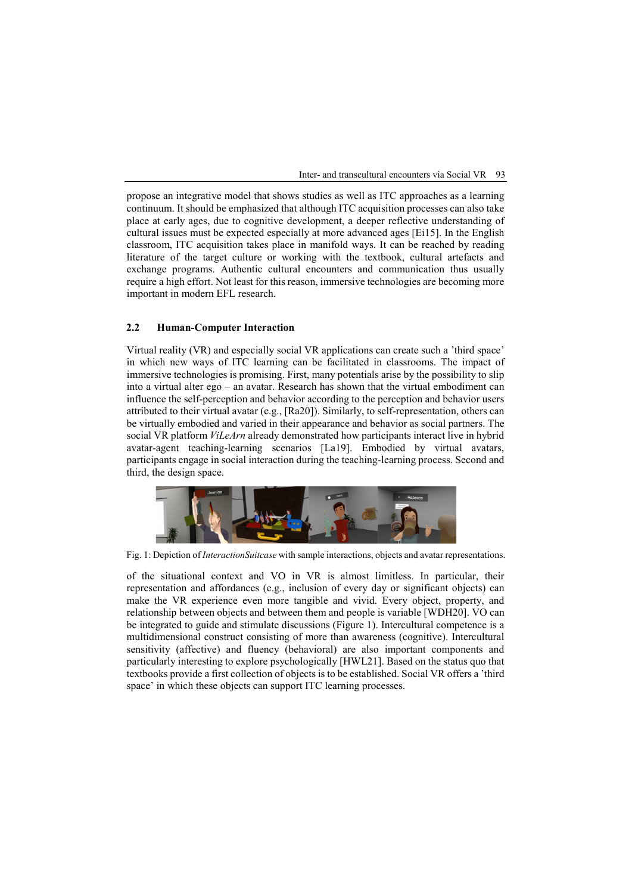propose an integrative model that shows studies as well as ITC approaches as a learning continuum. It should be emphasized that although ITC acquisition processes can also take place at early ages, due to cognitive development, a deeper reflective understanding of cultural issues must be expected especially at more advanced ages [Ei15]. In the English classroom, ITC acquisition takes place in manifold ways. It can be reached by reading literature of the target culture or working with the textbook, cultural artefacts and exchange programs. Authentic cultural encounters and communication thus usually require a high effort. Not least for this reason, immersive technologies are becoming more important in modern EFL research.

### 2.2 Human-Computer Interaction

Virtual reality (VR) and especially social VR applications can create such a 'third space' in which new ways of ITC learning can be facilitated in classrooms. The impact of immersive technologies is promising. First, many potentials arise by the possibility to slip into a virtual alter ego – an avatar. Research has shown that the virtual embodiment can influence the self-perception and behavior according to the perception and behavior users attributed to their virtual avatar (e.g., [Ra20]). Similarly, to self-representation, others can be virtually embodied and varied in their appearance and behavior as social partners. The social VR platform *ViLeArn* already demonstrated how participants interact live in hybrid avatar-agent teaching-learning scenarios [La19]. Embodied by virtual avatars, participants engage in social interaction during the teaching-learning process. Second and third, the design space of the situational context and VO in VR is almost limitless. In particular, their representation and affordances (e.g., inclusion of every day or significant objects) can make the VR experience even more tangible and vivid. Every object, property, and relationship between objects and between them and people is variable [WDH20]. VO can be integrated to guide and stimulate discussions (Figure 1). Intercultural competence is a multidimensional construct consisting of more than awareness (cognitive). Intercultural sensitivity (affective) and fluency (behavioral) are also important components and particularly interesting to explore psychologically [HWL21]. Based on the status quo that textbooks provide a first collection of objects is to be established. Social VR offers a 'third space' in which these objects can support ITC learning processes.

Fig. 1: Depiction of *InteractionSuitcase* with sample interactions, objects and avatar representations.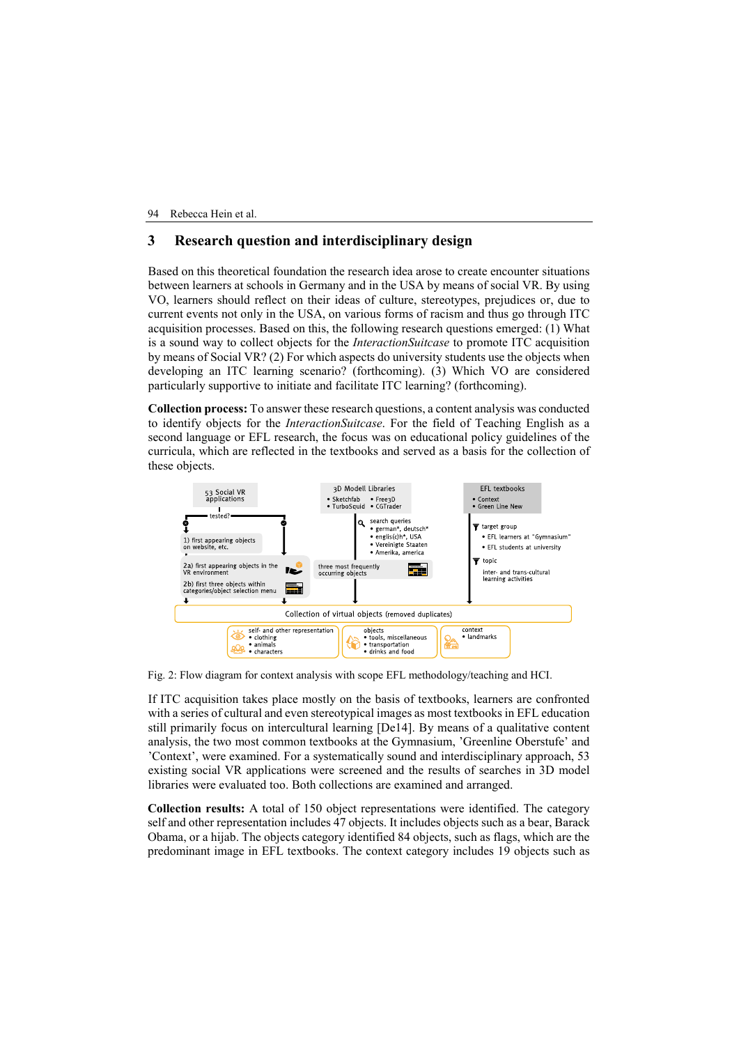## 3 Research question and interdisciplinary design

Based on this theoretical foundation the research idea arose to create encounter situations between learners at schools in Germany and in the USA by means of social VR. By using VO, learners should reflect on their ideas of culture, stereotypes, prejudices or, due to current events not only in the USA, on various forms of racism and thus go through ITC acquisition processes. Based on this, the following research questions emerged: (1) What is a sound way to collect objects for the *InteractionSuitcase* to promote ITC acquisition by means of Social VR? (2) For which aspects do university students use the objects when developing an ITC learning scenario? (forthcoming). (3) Which VO are considered particularly supportive to initiate and facilitate ITC learning? (forthcoming).

**Collection process:** To answer these research questions, a content analysis was conducted to identify objects for the *InteractionSuitcase*. For the field of Teaching English as a second language or EFL research, the focus was on educational policy guidelines of the curricula, which are reflected in the textbooks and served as a basis for the collection of these objects.

53 Social VR applications

tested?

1) first appearing objects on website, etc.

2a) first appearing objects in the VR environment

2b) first three objects within categories/object selection menu

3D Modell Libraries
- Sketchfab
- Free3D
- TurboSquid
- CGTrader

search queries
- german*, deutsch*
- englis(c)h*, USA
- Vereinigte Staaten
- Amerika, america

three most frequently occurring objects

EFL textbooks
- Context
- Green Line New

target group
- EFL learners at "Gymnasium"
- EFL students at university

topic
inter- and trans-cultural learning activities

Collection of virtual objects (removed duplicates)

self- and other representation
- clothing
- animals
- characters

objects
- tools, miscellaneous
- transportation
- drinks and food

context
- landmarks

Fig. 2: Flow diagram for context analysis with scope EFL methodology/teaching and HCI.

If ITC acquisition takes place mostly on the basis of textbooks, learners are confronted with a series of cultural and even stereotypical images as most textbooks in EFL education still primarily focus on intercultural learning [De14]. By means of a qualitative content analysis, the two most common textbooks at the Gymnasium, 'Greenline Oberstufe' and 'Context', were examined. For a systematically sound and interdisciplinary approach, 53 existing social VR applications were screened and the results of searches in 3D model libraries were evaluated too. Both collections are examined and arranged.

**Collection results:** A total of 150 object representations were identified. The category self and other representation includes 47 objects. It includes objects such as a bear, Barack Obama, or a hijab. The objects category identified 84 objects, such as flags, which are the predominant image in EFL textbooks. The context category includes 19 objects such as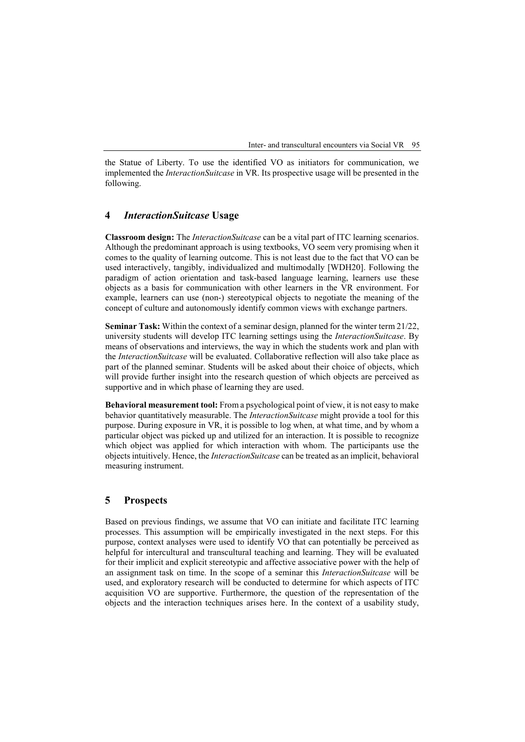the Statue of Liberty. To use the identified VO as initiators for communication, we implemented the *InteractionSuitcase* in VR. Its prospective usage will be presented in the following.

## 4 *InteractionSuitcase* Usage

**Classroom design:** The *InteractionSuitcase* can be a vital part of ITC learning scenarios. Although the predominant approach is using textbooks, VO seem very promising when it comes to the quality of learning outcome. This is not least due to the fact that VO can be used interactively, tangibly, individualized and multimodally [WDH20]. Following the paradigm of action orientation and task-based language learning, learners use these objects as a basis for communication with other learners in the VR environment. For example, learners can use (non-) stereotypical objects to negotiate the meaning of the concept of culture and autonomously identify common views with exchange partners.

**Seminar Task:** Within the context of a seminar design, planned for the winter term 21/22, university students will develop ITC learning settings using the *InteractionSuitcase*. By means of observations and interviews, the way in which the students work and plan with the *InteractionSuitcase* will be evaluated. Collaborative reflection will also take place as part of the planned seminar. Students will be asked about their choice of objects, which will provide further insight into the research question of which objects are perceived as supportive and in which phase of learning they are used.

**Behavioral measurement tool:** From a psychological point of view, it is not easy to make behavior quantitatively measurable. The *InteractionSuitcase* might provide a tool for this purpose. During exposure in VR, it is possible to log when, at what time, and by whom a particular object was picked up and utilized for an interaction. It is possible to recognize which object was applied for which interaction with whom. The participants use the objects intuitively. Hence, the *InteractionSuitcase* can be treated as an implicit, behavioral measuring instrument.

## 5 Prospects

Based on previous findings, we assume that VO can initiate and facilitate ITC learning processes. This assumption will be empirically investigated in the next steps. For this purpose, context analyses were used to identify VO that can potentially be perceived as helpful for intercultural and transcultural teaching and learning. They will be evaluated for their implicit and explicit stereotypic and affective associative power with the help of an assignment task on time. In the scope of a seminar this *InteractionSuitcase* will be used, and exploratory research will be conducted to determine for which aspects of ITC acquisition VO are supportive. Furthermore, the question of the representation of the objects and the interaction techniques arises here. In the context of a usability study,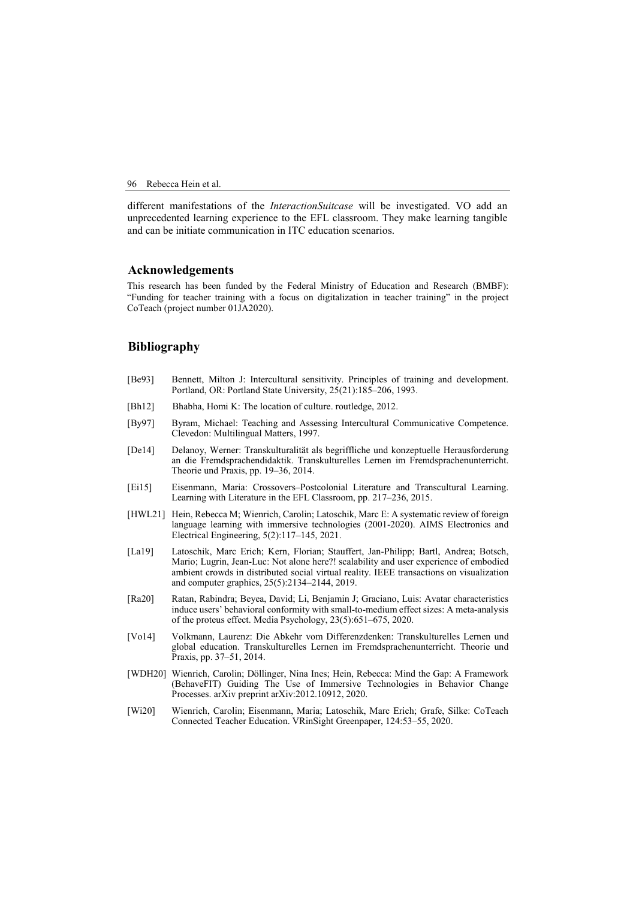different manifestations of the *InteractionSuitcase* will be investigated. VO add an unprecedented learning experience to the EFL classroom. They make learning tangible and can be initiate communication in ITC education scenarios.

## Acknowledgements

This research has been funded by the Federal Ministry of Education and Research (BMBF): "Funding for teacher training with a focus on digitalization in teacher training" in the project CoTeach (project number 01JA2020).

## Bibliography

[Be93] Bennett, Milton J: Intercultural sensitivity. Principles of training and development. Portland, OR: Portland State University, 25(21):185–206, 1993.

[Bh12] Bhabha, Homi K: The location of culture. routledge, 2012.

[By97] Byram, Michael: Teaching and Assessing Intercultural Communicative Competence. Clevedon: Multilingual Matters, 1997.

[De14] Delanoy, Werner: Transkulturalität als begriffliche und konzeptuelle Herausforderung an die Fremdsprachendidaktik. Transkulturelles Lernen im Fremdsprachenunterricht. Theorie und Praxis, pp. 19–36, 2014.

[Ei15] Eisenmann, Maria: Crossovers–Postcolonial Literature and Transcultural Learning. Learning with Literature in the EFL Classroom, pp. 217–236, 2015.

[HWL21] Hein, Rebecca M; Wienrich, Carolin; Latoschik, Marc E: A systematic review of foreign language learning with immersive technologies (2001-2020). AIMS Electronics and Electrical Engineering, 5(2):117–145, 2021.

[La19] Latoschik, Marc Erich; Kern, Florian; Stauffert, Jan-Philipp; Bartl, Andrea; Botsch, Mario; Lugrin, Jean-Luc: Not alone here?! scalability and user experience of embodied ambient crowds in distributed social virtual reality. IEEE transactions on visualization and computer graphics, 25(5):2134–2144, 2019.

[Ra20] Ratan, Rabindra; Beyea, David; Li, Benjamin J; Graciano, Luis: Avatar characteristics induce users' behavioral conformity with small-to-medium effect sizes: A meta-analysis of the proteus effect. Media Psychology, 23(5):651–675, 2020.

[Vo14] Volkmann, Laurenz: Die Abkehr vom Differenzdenken: Transkulturelles Lernen und global education. Transkulturelles Lernen im Fremdsprachenunterricht. Theorie und Praxis, pp. 37–51, 2014.

[WDH20] Wienrich, Carolin; Döllinger, Nina Ines; Hein, Rebecca: Mind the Gap: A Framework (BehaveFIT) Guiding The Use of Immersive Technologies in Behavior Change Processes. arXiv preprint arXiv:2012.10912, 2020.

[Wi20] Wienrich, Carolin; Eisenmann, Maria; Latoschik, Marc Erich; Grafe, Silke: CoTeach Connected Teacher Education. VRinSight Greenpaper, 124:53–55, 2020.